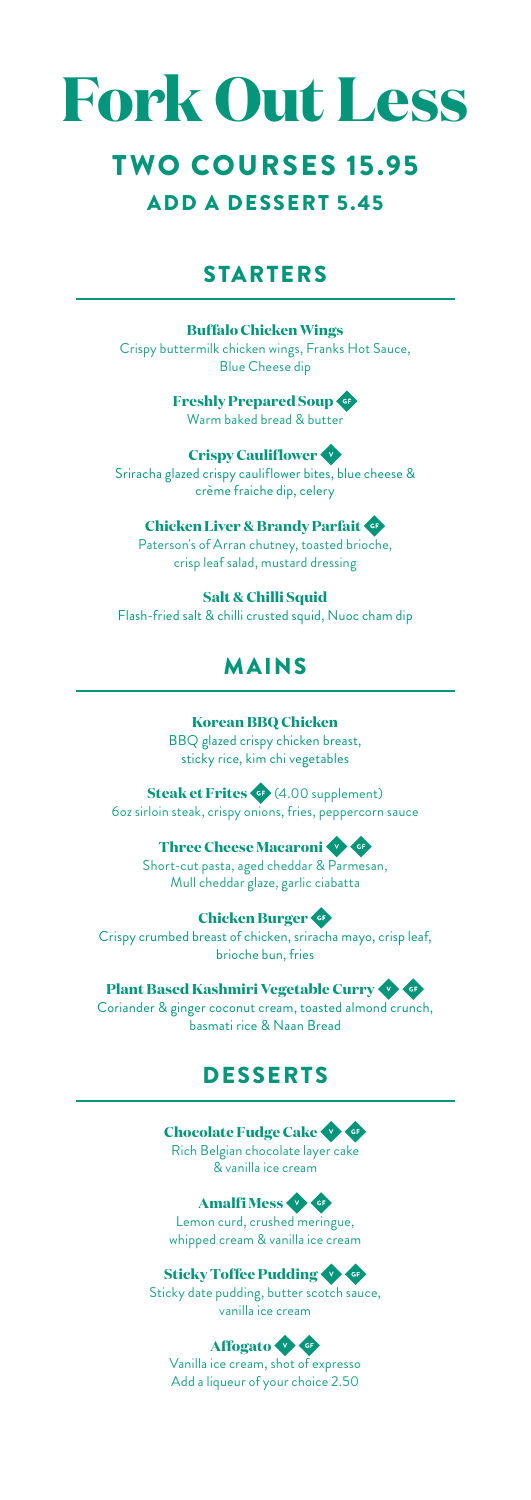# Fork Out Less

## TWO COURSES 15.95

### ADD A DESSERT 5.45

## STARTERS

**Buffalo Chicken Wings**
Crispy buttermilk chicken wings, Franks Hot Sauce, Blue Cheese dip

**Freshly Prepared Soup** GF
Warm baked bread & butter

**Crispy Cauliflower** V
Sriracha glazed crispy cauliflower bites, blue cheese & crème fraiche dip, celery

**Chicken Liver & Brandy Parfait** GF
Paterson's of Arran chutney, toasted brioche, crisp leaf salad, mustard dressing

**Salt & Chilli Squid**
Flash-fried salt & chilli crusted squid, Nuoc cham dip

## MAINS

**Korean BBQ Chicken**
BBQ glazed crispy chicken breast, sticky rice, kim chi vegetables

**Steak et Frites** GF (4.00 supplement)
6oz sirloin steak, crispy onions, fries, peppercorn sauce

**Three Cheese Macaroni** V GF
Short-cut pasta, aged cheddar & Parmesan, Mull cheddar glaze, garlic ciabatta

**Chicken Burger** GF
Crispy crumbed breast of chicken, sriracha mayo, crisp leaf, brioche bun, fries

**Plant Based Kashmiri Vegetable Curry** V GF
Coriander & ginger coconut cream, toasted almond crunch, basmati rice & Naan Bread

## DESSERTS

**Chocolate Fudge Cake** V GF
Rich Belgian chocolate layer cake & vanilla ice cream

**Amalfi Mess** V GF
Lemon curd, crushed meringue, whipped cream & vanilla ice cream

**Sticky Toffee Pudding** V GF
Sticky date pudding, butter scotch sauce, vanilla ice cream

**Affogato** V GF
Vanilla ice cream, shot of expresso
Add a liqueur of your choice 2.50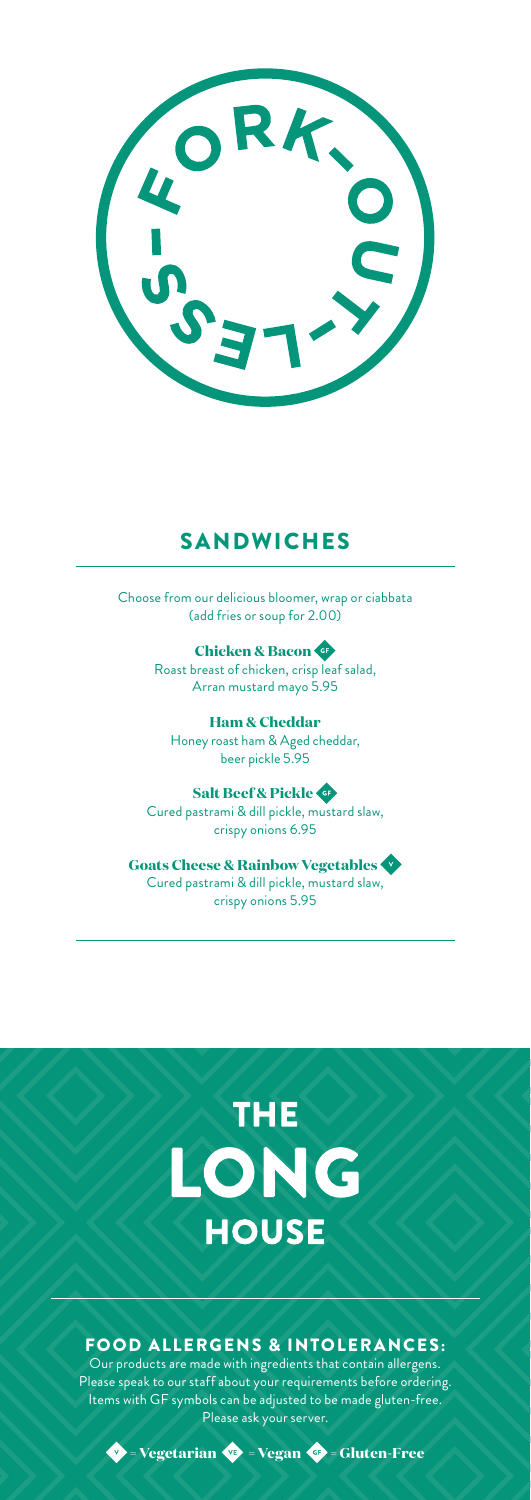FORK-OUT-LESS

## SANDWICHES

Choose from our delicious bloomer, wrap or ciabbata (add fries or soup for 2.00)

**Chicken & Bacon** GF
Roast breast of chicken, crisp leaf salad, Arran mustard mayo 5.95

**Ham & Cheddar**
Honey roast ham & Aged cheddar, beer pickle 5.95

**Salt Beef & Pickle** GF
Cured pastrami & dill pickle, mustard slaw, crispy onions 6.95

**Goats Cheese & Rainbow Vegetables** V
Cured pastrami & dill pickle, mustard slaw, crispy onions 5.95

# THE LONG HOUSE

### FOOD ALLERGENS & INTOLERANCES:

Our products are made with ingredients that contain allergens. Please speak to our staff about your requirements before ordering. Items with GF symbols can be adjusted to be made gluten-free. Please ask your server.

V = **Vegetarian** VE = **Vegan** GF = **Gluten-Free**